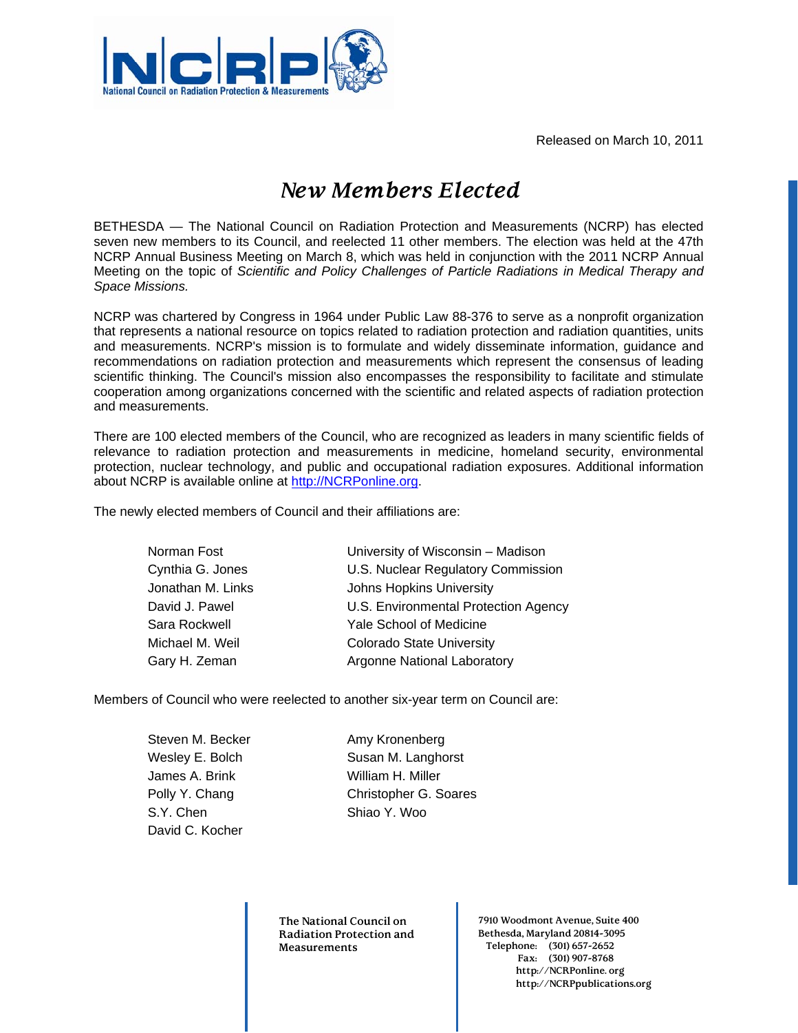National Council on Radiation Protection & Measurements

Released on March 10, 2011

# *New Members Elected*

BETHESDA — The National Council on Radiation Protection and Measurements (NCRP) has elected seven new members to its Council, and reelected 11 other members. The election was held at the 47th NCRP Annual Business Meeting on March 8, which was held in conjunction with the 2011 NCRP Annual Meeting on the topic of *Scientific and Policy Challenges of Particle Radiations in Medical Therapy and Space Missions.*

NCRP was chartered by Congress in 1964 under Public Law 88-376 to serve as a nonprofit organization that represents a national resource on topics related to radiation protection and radiation quantities, units and measurements. NCRP's mission is to formulate and widely disseminate information, guidance and recommendations on radiation protection and measurements which represent the consensus of leading scientific thinking. The Council's mission also encompasses the responsibility to facilitate and stimulate cooperation among organizations concerned with the scientific and related aspects of radiation protection and measurements.

There are 100 elected members of the Council, who are recognized as leaders in many scientific fields of relevance to radiation protection and measurements in medicine, homeland security, environmental protection, nuclear technology, and public and occupational radiation exposures. Additional information about NCRP is available online at http://NCRPonline.org.

The newly elected members of Council and their affiliations are:

| | |
|---|---|
| Norman Fost | University of Wisconsin – Madison |
| Cynthia G. Jones | U.S. Nuclear Regulatory Commission |
| Jonathan M. Links | Johns Hopkins University |
| David J. Pawel | U.S. Environmental Protection Agency |
| Sara Rockwell | Yale School of Medicine |
| Michael M. Weil | Colorado State University |
| Gary H. Zeman | Argonne National Laboratory |

Members of Council who were reelected to another six-year term on Council are:

| | |
|---|---|
| Steven M. Becker | Amy Kronenberg |
| Wesley E. Bolch | Susan M. Langhorst |
| James A. Brink | William H. Miller |
| Polly Y. Chang | Christopher G. Soares |
| S.Y. Chen | Shiao Y. Woo |
| David C. Kocher | |

The National Council on Radiation Protection and Measurements

7910 Woodmont Avenue, Suite 400
Bethesda, Maryland 20814-3095
Telephone: (301) 657-2652
Fax: (301) 907-8768
http://NCRPonline.org
http://NCRPpublications.org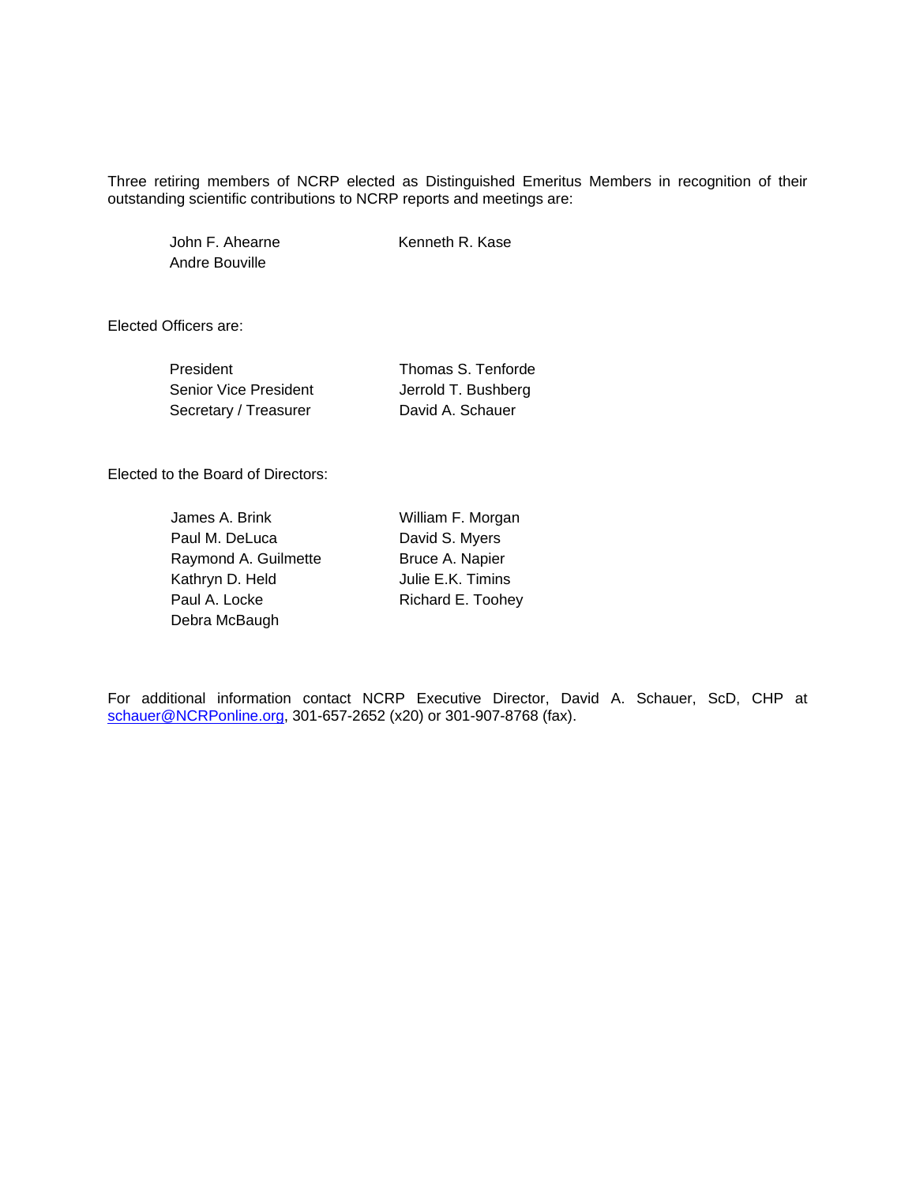Three retiring members of NCRP elected as Distinguished Emeritus Members in recognition of their outstanding scientific contributions to NCRP reports and meetings are:

| | |
|---|---|
| John F. Ahearne | Kenneth R. Kase |
| Andre Bouville | |

Elected Officers are:

| | |
|---|---|
| President | Thomas S. Tenforde |
| Senior Vice President | Jerrold T. Bushberg |
| Secretary / Treasurer | David A. Schauer |

Elected to the Board of Directors:

| | |
|---|---|
| James A. Brink | William F. Morgan |
| Paul M. DeLuca | David S. Myers |
| Raymond A. Guilmette | Bruce A. Napier |
| Kathryn D. Held | Julie E.K. Timins |
| Paul A. Locke | Richard E. Toohey |
| Debra McBaugh | |

For additional information contact NCRP Executive Director, David A. Schauer, ScD, CHP at schauer@NCRPonline.org, 301-657-2652 (x20) or 301-907-8768 (fax).